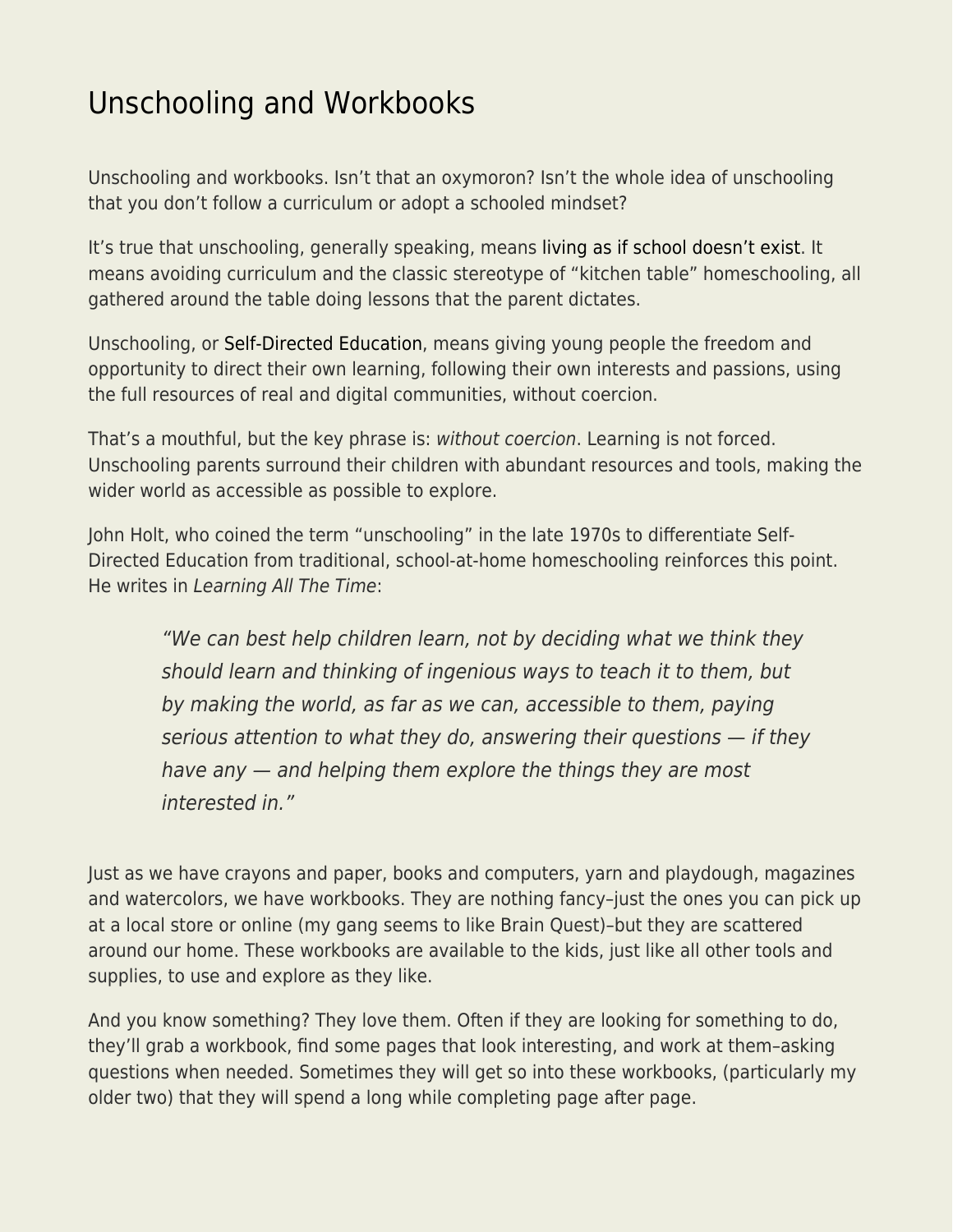# Unschooling and Workbooks

Unschooling and workbooks. Isn't that an oxymoron? Isn't the whole idea of unschooling that you don't follow a curriculum or adopt a schooled mindset?

It's true that unschooling, generally speaking, means living as if school doesn't exist. It means avoiding curriculum and the classic stereotype of "kitchen table" homeschooling, all gathered around the table doing lessons that the parent dictates.

Unschooling, or Self-Directed Education, means giving young people the freedom and opportunity to direct their own learning, following their own interests and passions, using the full resources of real and digital communities, without coercion.

That's a mouthful, but the key phrase is: *without coercion*. Learning is not forced. Unschooling parents surround their children with abundant resources and tools, making the wider world as accessible as possible to explore.

John Holt, who coined the term "unschooling" in the late 1970s to differentiate Self-Directed Education from traditional, school-at-home homeschooling reinforces this point. He writes in *Learning All The Time*:

> *"We can best help children learn, not by deciding what we think they should learn and thinking of ingenious ways to teach it to them, but by making the world, as far as we can, accessible to them, paying serious attention to what they do, answering their questions — if they have any — and helping them explore the things they are most interested in."*

Just as we have crayons and paper, books and computers, yarn and playdough, magazines and watercolors, we have workbooks. They are nothing fancy–just the ones you can pick up at a local store or online (my gang seems to like Brain Quest)–but they are scattered around our home. These workbooks are available to the kids, just like all other tools and supplies, to use and explore as they like.

And you know something? They love them. Often if they are looking for something to do, they'll grab a workbook, find some pages that look interesting, and work at them–asking questions when needed. Sometimes they will get so into these workbooks, (particularly my older two) that they will spend a long while completing page after page.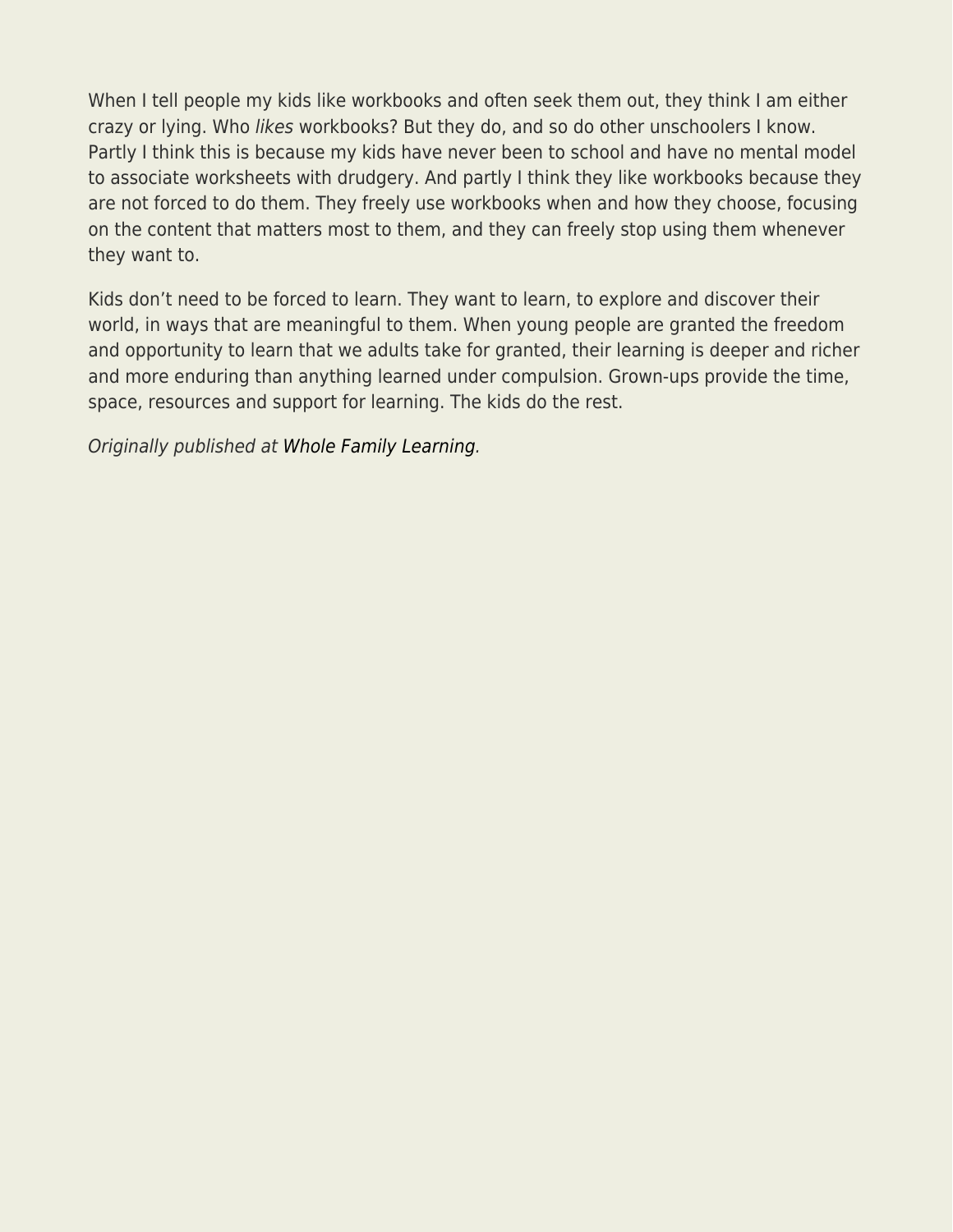When I tell people my kids like workbooks and often seek them out, they think I am either crazy or lying. Who *likes* workbooks? But they do, and so do other unschoolers I know. Partly I think this is because my kids have never been to school and have no mental model to associate worksheets with drudgery. And partly I think they like workbooks because they are not forced to do them. They freely use workbooks when and how they choose, focusing on the content that matters most to them, and they can freely stop using them whenever they want to.

Kids don't need to be forced to learn. They want to learn, to explore and discover their world, in ways that are meaningful to them. When young people are granted the freedom and opportunity to learn that we adults take for granted, their learning is deeper and richer and more enduring than anything learned under compulsion. Grown-ups provide the time, space, resources and support for learning. The kids do the rest.

*Originally published at Whole Family Learning.*